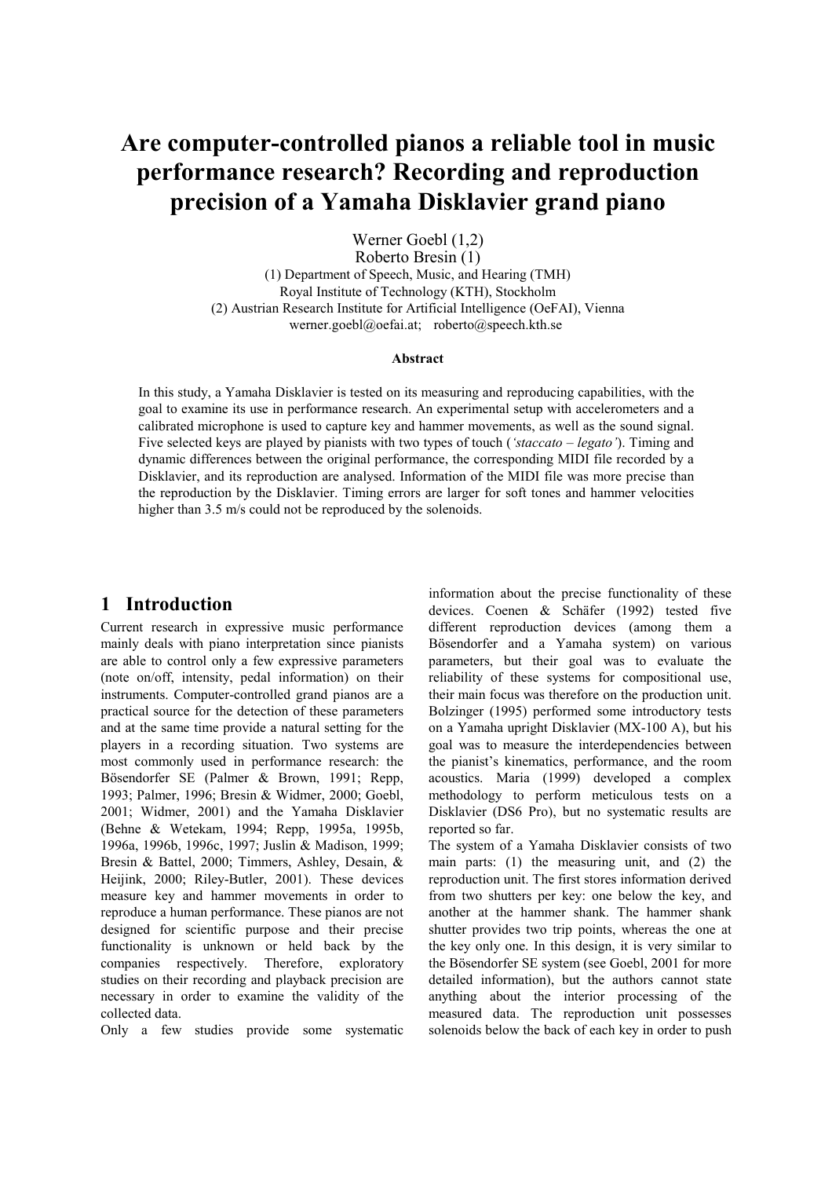# Are computer-controlled pianos a reliable tool in music performance research? Recording and reproduction precision of a Yamaha Disklavier grand piano

Werner Goebl (1,2)
Roberto Bresin (1)
(1) Department of Speech, Music, and Hearing (TMH)
Royal Institute of Technology (KTH), Stockholm
(2) Austrian Research Institute for Artificial Intelligence (OeFAI), Vienna
werner.goebl@oefai.at; roberto@speech.kth.se

**Abstract**

In this study, a Yamaha Disklavier is tested on its measuring and reproducing capabilities, with the goal to examine its use in performance research. An experimental setup with accelerometers and a calibrated microphone is used to capture key and hammer movements, as well as the sound signal. Five selected keys are played by pianists with two types of touch (*'staccato – legato'*). Timing and dynamic differences between the original performance, the corresponding MIDI file recorded by a Disklavier, and its reproduction are analysed. Information of the MIDI file was more precise than the reproduction by the Disklavier. Timing errors are larger for soft tones and hammer velocities higher than 3.5 m/s could not be reproduced by the solenoids.

## 1 Introduction

Current research in expressive music performance mainly deals with piano interpretation since pianists are able to control only a few expressive parameters (note on/off, intensity, pedal information) on their instruments. Computer-controlled grand pianos are a practical source for the detection of these parameters and at the same time provide a natural setting for the players in a recording situation. Two systems are most commonly used in performance research: the Bösendorfer SE (Palmer & Brown, 1991; Repp, 1993; Palmer, 1996; Bresin & Widmer, 2000; Goebl, 2001; Widmer, 2001) and the Yamaha Disklavier (Behne & Wetekam, 1994; Repp, 1995a, 1995b, 1996a, 1996b, 1996c, 1997; Juslin & Madison, 1999; Bresin & Battel, 2000; Timmers, Ashley, Desain, & Heijink, 2000; Riley-Butler, 2001). These devices measure key and hammer movements in order to reproduce a human performance. These pianos are not designed for scientific purpose and their precise functionality is unknown or held back by the companies respectively. Therefore, exploratory studies on their recording and playback precision are necessary in order to examine the validity of the collected data.

Only a few studies provide some systematic information about the precise functionality of these devices. Coenen & Schäfer (1992) tested five different reproduction devices (among them a Bösendorfer and a Yamaha system) on various parameters, but their goal was to evaluate the reliability of these systems for compositional use, their main focus was therefore on the production unit. Bolzinger (1995) performed some introductory tests on a Yamaha upright Disklavier (MX-100 A), but his goal was to measure the interdependencies between the pianist's kinematics, performance, and the room acoustics. Maria (1999) developed a complex methodology to perform meticulous tests on a Disklavier (DS6 Pro), but no systematic results are reported so far.

The system of a Yamaha Disklavier consists of two main parts: (1) the measuring unit, and (2) the reproduction unit. The first stores information derived from two shutters per key: one below the key, and another at the hammer shank. The hammer shank shutter provides two trip points, whereas the one at the key only one. In this design, it is very similar to the Bösendorfer SE system (see Goebl, 2001 for more detailed information), but the authors cannot state anything about the interior processing of the measured data. The reproduction unit possesses solenoids below the back of each key in order to push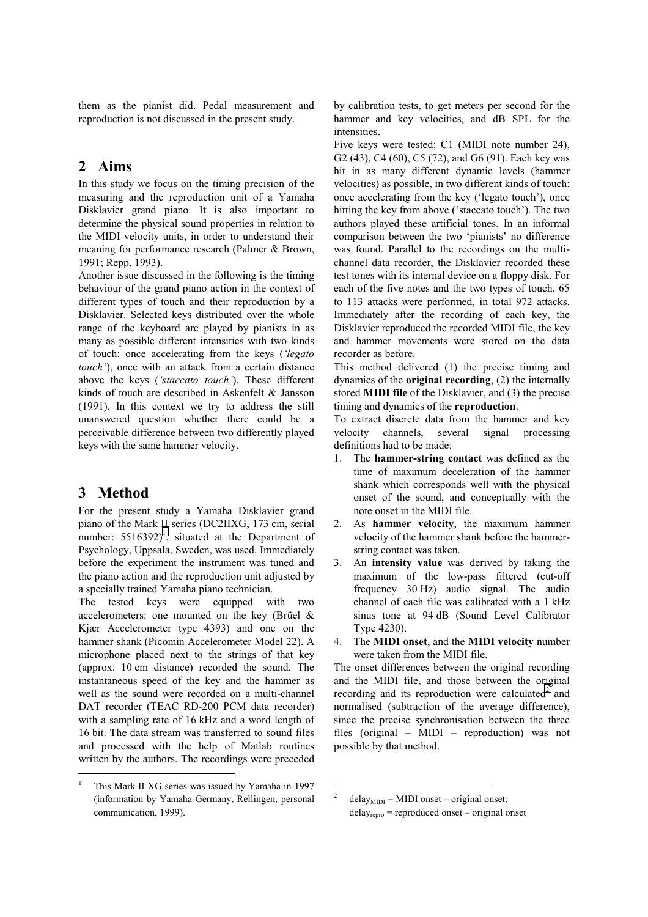them as the pianist did. Pedal measurement and reproduction is not discussed in the present study.

## 2 Aims

In this study we focus on the timing precision of the measuring and the reproduction unit of a Yamaha Disklavier grand piano. It is also important to determine the physical sound properties in relation to the MIDI velocity units, in order to understand their meaning for performance research (Palmer & Brown, 1991; Repp, 1993).

Another issue discussed in the following is the timing behaviour of the grand piano action in the context of different types of touch and their reproduction by a Disklavier. Selected keys distributed over the whole range of the keyboard are played by pianists in as many as possible different intensities with two kinds of touch: once accelerating from the keys (*'legato touch'*), once with an attack from a certain distance above the keys (*'staccato touch'*). These different kinds of touch are described in Askenfelt & Jansson (1991). In this context we try to address the still unanswered question whether there could be a perceivable difference between two differently played keys with the same hammer velocity.

## 3 Method

For the present study a Yamaha Disklavier grand piano of the Mark II series (DC2IIXG, 173 cm, serial number: 5516392)[1], situated at the Department of Psychology, Uppsala, Sweden, was used. Immediately before the experiment the instrument was tuned and the piano action and the reproduction unit adjusted by a specially trained Yamaha piano technician.

The tested keys were equipped with two accelerometers: one mounted on the key (Brüel & Kjær Accelerometer type 4393) and one on the hammer shank (Picomin Accelerometer Model 22). A microphone placed next to the strings of that key (approx. 10 cm distance) recorded the sound. The instantaneous speed of the key and the hammer as well as the sound were recorded on a multi-channel DAT recorder (TEAC RD-200 PCM data recorder) with a sampling rate of 16 kHz and a word length of 16 bit. The data stream was transferred to sound files and processed with the help of Matlab routines written by the authors. The recordings were preceded by calibration tests, to get meters per second for the hammer and key velocities, and dB SPL for the intensities.

Five keys were tested: C1 (MIDI note number 24), G2 (43), C4 (60), C5 (72), and G6 (91). Each key was hit in as many different dynamic levels (hammer velocities) as possible, in two different kinds of touch: once accelerating from the key ('legato touch'), once hitting the key from above ('staccato touch'). The two authors played these artificial tones. In an informal comparison between the two 'pianists' no difference was found. Parallel to the recordings on the multi-channel data recorder, the Disklavier recorded these test tones with its internal device on a floppy disk. For each of the five notes and the two types of touch, 65 to 113 attacks were performed, in total 972 attacks. Immediately after the recording of each key, the Disklavier reproduced the recorded MIDI file, the key and hammer movements were stored on the data recorder as before.

This method delivered (1) the precise timing and dynamics of the **original recording**, (2) the internally stored **MIDI file** of the Disklavier, and (3) the precise timing and dynamics of the **reproduction**.

To extract discrete data from the hammer and key velocity channels, several signal processing definitions had to be made:

1. The **hammer-string contact** was defined as the time of maximum deceleration of the hammer shank which corresponds well with the physical onset of the sound, and conceptually with the note onset in the MIDI file.
2. As **hammer velocity**, the maximum hammer velocity of the hammer shank before the hammer-string contact was taken.
3. An **intensity value** was derived by taking the maximum of the low-pass filtered (cut-off frequency 30 Hz) audio signal. The audio channel of each file was calibrated with a 1 kHz sinus tone at 94 dB (Sound Level Calibrator Type 4230).
4. The **MIDI onset**, and the **MIDI velocity** number were taken from the MIDI file.

The onset differences between the original recording and the MIDI file, and those between the original recording and its reproduction were calculated[2] and normalised (subtraction of the average difference), since the precise synchronisation between the three files (original – MIDI – reproduction) was not possible by that method.

---

[1] This Mark II XG series was issued by Yamaha in 1997 (information by Yamaha Germany, Rellingen, personal communication, 1999).

[2] $\text{delay}_{MIDI}$ = MIDI onset – original onset;
$\text{delay}_{repro}$ = reproduced onset – original onset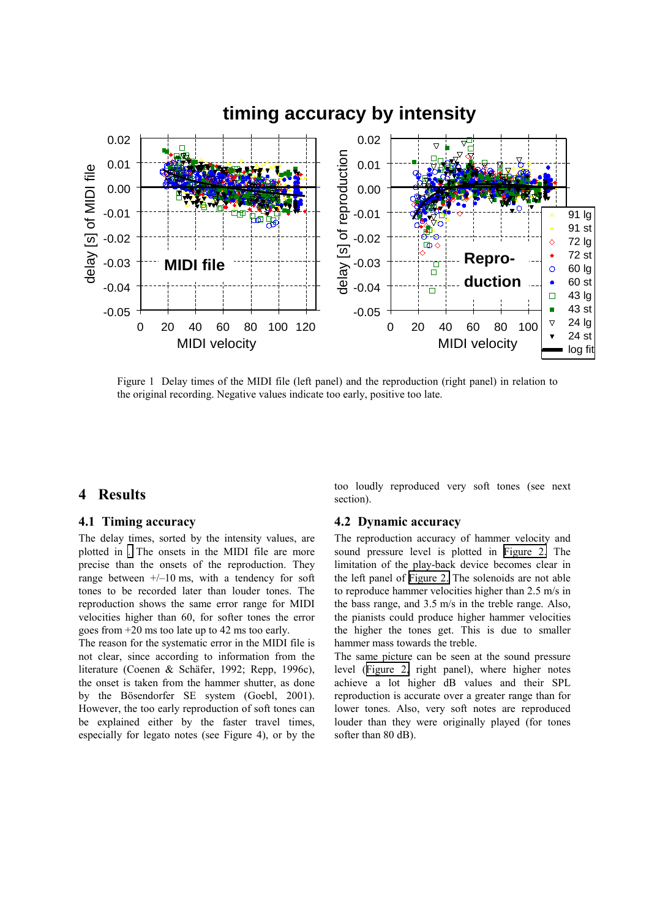Figure 1 Delay times of the MIDI file (left panel) and the reproduction (right panel) in relation to the original recording. Negative values indicate too early, positive too late.

## 4 Results

### 4.1 Timing accuracy

The delay times, sorted by the intensity values, are plotted in . The onsets in the MIDI file are more precise than the onsets of the reproduction. They range between +/–10 ms, with a tendency for soft tones to be recorded later than louder tones. The reproduction shows the same error range for MIDI velocities higher than 60, for softer tones the error goes from +20 ms too late up to 42 ms too early.

The reason for the systematic error in the MIDI file is not clear, since according to information from the literature (Coenen & Schäfer, 1992; Repp, 1996c), the onset is taken from the hammer shutter, as done by the Bösendorfer SE system (Goebl, 2001). However, the too early reproduction of soft tones can be explained either by the faster travel times, especially for legato notes (see Figure 4), or by the too loudly reproduced very soft tones (see next section).

### 4.2 Dynamic accuracy

The reproduction accuracy of hammer velocity and sound pressure level is plotted in Figure 2. The limitation of the play-back device becomes clear in the left panel of Figure 2. The solenoids are not able to reproduce hammer velocities higher than 2.5 m/s in the bass range, and 3.5 m/s in the treble range. Also, the pianists could produce higher hammer velocities the higher the tones get. This is due to smaller hammer mass towards the treble.

The same picture can be seen at the sound pressure level (Figure 2, right panel), where higher notes achieve a lot higher dB values and their SPL reproduction is accurate over a greater range than for lower tones. Also, very soft notes are reproduced louder than they were originally played (for tones softer than 80 dB).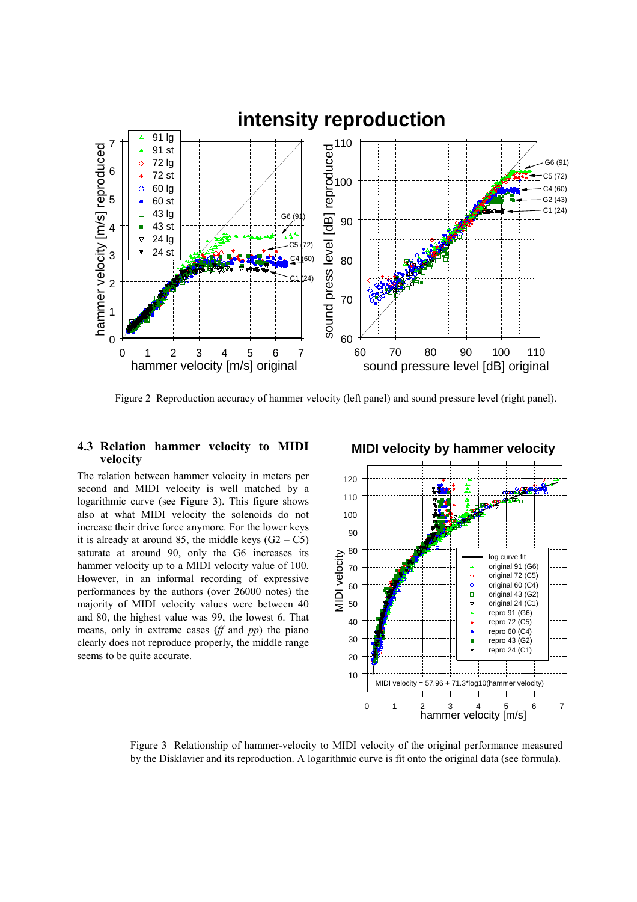Figure 2 Reproduction accuracy of hammer velocity (left panel) and sound pressure level (right panel).

### 4.3 Relation hammer velocity to MIDI velocity

The relation between hammer velocity in meters per second and MIDI velocity is well matched by a logarithmic curve (see Figure 3). This figure shows also at what MIDI velocity the solenoids do not increase their drive force anymore. For the lower keys it is already at around 85, the middle keys (G2 – C5) saturate at around 90, only the G6 increases its hammer velocity up to a MIDI velocity value of 100. However, in an informal recording of expressive performances by the authors (over 26000 notes) the majority of MIDI velocity values were between 40 and 80, the highest value was 99, the lowest 6. That means, only in extreme cases (*ff* and *pp*) the piano clearly does not reproduce properly, the middle range seems to be quite accurate.

Figure 3 Relationship of hammer-velocity to MIDI velocity of the original performance measured by the Disklavier and its reproduction. A logarithmic curve is fit onto the original data (see formula).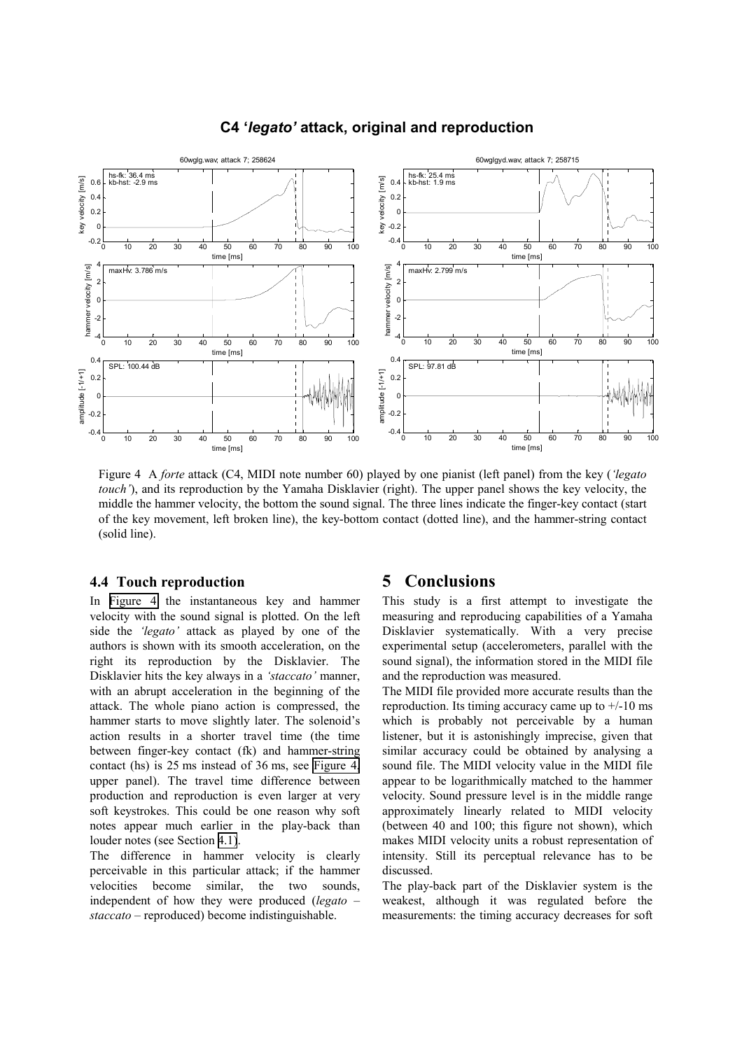**C4 '*legato*' attack, original and reproduction**

Figure 4 A *forte* attack (C4, MIDI note number 60) played by one pianist (left panel) from the key (*'legato touch'*), and its reproduction by the Yamaha Disklavier (right). The upper panel shows the key velocity, the middle the hammer velocity, the bottom the sound signal. The three lines indicate the finger-key contact (start of the key movement, left broken line), the key-bottom contact (dotted line), and the hammer-string contact (solid line).

### 4.4 Touch reproduction

In Figure 4 the instantaneous key and hammer velocity with the sound signal is plotted. On the left side the *'legato'* attack as played by one of the authors is shown with its smooth acceleration, on the right its reproduction by the Disklavier. The Disklavier hits the key always in a *'staccato'* manner, with an abrupt acceleration in the beginning of the attack. The whole piano action is compressed, the hammer starts to move slightly later. The solenoid's action results in a shorter travel time (the time between finger-key contact (fk) and hammer-string contact (hs) is 25 ms instead of 36 ms, see Figure 4, upper panel). The travel time difference between production and reproduction is even larger at very soft keystrokes. This could be one reason why soft notes appear much earlier in the play-back than louder notes (see Section 4.1).

The difference in hammer velocity is clearly perceivable in this particular attack; if the hammer velocities become similar, the two sounds, independent of how they were produced (*legato* – *staccato* – reproduced) become indistinguishable.

## 5 Conclusions

This study is a first attempt to investigate the measuring and reproducing capabilities of a Yamaha Disklavier systematically. With a very precise experimental setup (accelerometers, parallel with the sound signal), the information stored in the MIDI file and the reproduction was measured.

The MIDI file provided more accurate results than the reproduction. Its timing accuracy came up to +/-10 ms which is probably not perceivable by a human listener, but it is astonishingly imprecise, given that similar accuracy could be obtained by analysing a sound file. The MIDI velocity value in the MIDI file appear to be logarithmically matched to the hammer velocity. Sound pressure level is in the middle range approximately linearly related to MIDI velocity (between 40 and 100; this figure not shown), which makes MIDI velocity units a robust representation of intensity. Still its perceptual relevance has to be discussed.

The play-back part of the Disklavier system is the weakest, although it was regulated before the measurements: the timing accuracy decreases for soft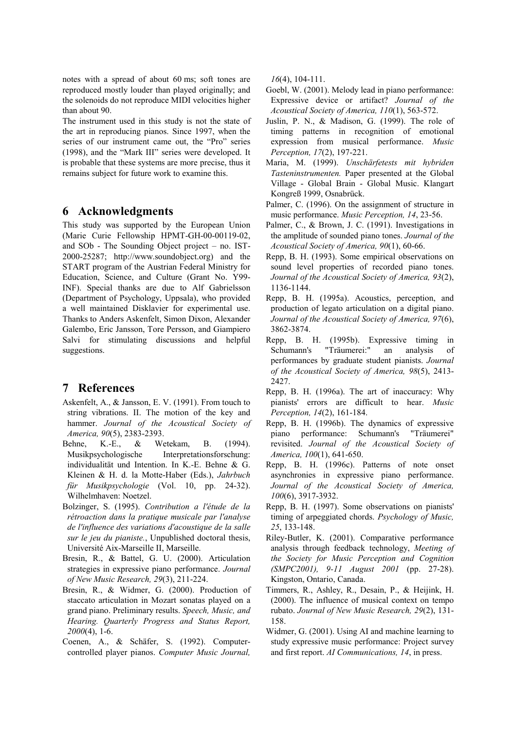notes with a spread of about 60 ms; soft tones are reproduced mostly louder than played originally; and the solenoids do not reproduce MIDI velocities higher than about 90.

The instrument used in this study is not the state of the art in reproducing pianos. Since 1997, when the series of our instrument came out, the "Pro" series (1998), and the "Mark III" series were developed. It is probable that these systems are more precise, thus it remains subject for future work to examine this.

## 6 Acknowledgments

This study was supported by the European Union (Marie Curie Fellowship HPMT-GH-00-00119-02, and SOb - The Sounding Object project – no. IST-2000-25287; http://www.soundobject.org) and the START program of the Austrian Federal Ministry for Education, Science, and Culture (Grant No. Y99-INF). Special thanks are due to Alf Gabrielsson (Department of Psychology, Uppsala), who provided a well maintained Disklavier for experimental use. Thanks to Anders Askenfelt, Simon Dixon, Alexander Galembo, Eric Jansson, Tore Persson, and Giampiero Salvi for stimulating discussions and helpful suggestions.

## 7 References

Askenfelt, A., & Jansson, E. V. (1991). From touch to string vibrations. II. The motion of the key and hammer. *Journal of the Acoustical Society of America, 90*(5), 2383-2393.

Behne, K.-E., & Wetekam, B. (1994). Musikpsychologische Interpretationsforschung: individualität und Intention. In K.-E. Behne & G. Kleinen & H. d. la Motte-Haber (Eds.), *Jahrbuch für Musikpsychologie* (Vol. 10, pp. 24-32). Wilhelmhaven: Noetzel.

Bolzinger, S. (1995). *Contribution a l'étude de la rétroaction dans la pratique musicale par l'analyse de l'influence des variations d'acoustique de la salle sur le jeu du pianiste.*, Unpublished doctoral thesis, Université Aix-Marseille II, Marseille.

Bresin, R., & Battel, G. U. (2000). Articulation strategies in expressive piano performance. *Journal of New Music Research, 29*(3), 211-224.

Bresin, R., & Widmer, G. (2000). Production of staccato articulation in Mozart sonatas played on a grand piano. Preliminary results. *Speech, Music, and Hearing. Quarterly Progress and Status Report, 2000*(4), 1-6.

Coenen, A., & Schäfer, S. (1992). Computer-controlled player pianos. *Computer Music Journal, 16*(4), 104-111.

Goebl, W. (2001). Melody lead in piano performance: Expressive device or artifact? *Journal of the Acoustical Society of America, 110*(1), 563-572.

Juslin, P. N., & Madison, G. (1999). The role of timing patterns in recognition of emotional expression from musical performance. *Music Perception, 17*(2), 197-221.

Maria, M. (1999). *Unschärfetests mit hybriden Tasteninstrumenten.* Paper presented at the Global Village - Global Brain - Global Music. Klangart Kongreß 1999, Osnabrück.

Palmer, C. (1996). On the assignment of structure in music performance. *Music Perception, 14*, 23-56.

Palmer, C., & Brown, J. C. (1991). Investigations in the amplitude of sounded piano tones. *Journal of the Acoustical Society of America, 90*(1), 60-66.

Repp, B. H. (1993). Some empirical observations on sound level properties of recorded piano tones. *Journal of the Acoustical Society of America, 93*(2), 1136-1144.

Repp, B. H. (1995a). Acoustics, perception, and production of legato articulation on a digital piano. *Journal of the Acoustical Society of America, 97*(6), 3862-3874.

Repp, B. H. (1995b). Expressive timing in Schumann's "Träumerei:" an analysis of performances by graduate student pianists. *Journal of the Acoustical Society of America, 98*(5), 2413-2427.

Repp, B. H. (1996a). The art of inaccuracy: Why pianists' errors are difficult to hear. *Music Perception, 14*(2), 161-184.

Repp, B. H. (1996b). The dynamics of expressive piano performance: Schumann's "Träumerei" revisited. *Journal of the Acoustical Society of America, 100*(1), 641-650.

Repp, B. H. (1996c). Patterns of note onset asynchronies in expressive piano performance. *Journal of the Acoustical Society of America, 100*(6), 3917-3932.

Repp, B. H. (1997). Some observations on pianists' timing of arpeggiated chords. *Psychology of Music, 25*, 133-148.

Riley-Butler, K. (2001). Comparative performance analysis through feedback technology, *Meeting of the Society for Music Perception and Cognition (SMPC2001), 9-11 August 2001* (pp. 27-28). Kingston, Ontario, Canada.

Timmers, R., Ashley, R., Desain, P., & Heijink, H. (2000). The influence of musical context on tempo rubato. *Journal of New Music Research, 29*(2), 131-158.

Widmer, G. (2001). Using AI and machine learning to study expressive music performance: Project survey and first report. *AI Communications, 14*, in press.